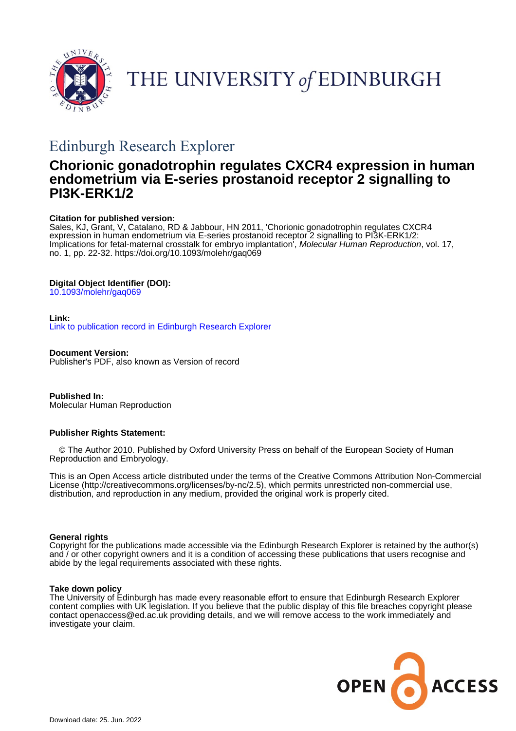THE UNIVERSITY *of* EDINBURGH

## Edinburgh Research Explorer

# Chorionic gonadotrophin regulates CXCR4 expression in human endometrium via E-series prostanoid receptor 2 signalling to PI3K-ERK1/2

**Citation for published version:**
Sales, KJ, Grant, V, Catalano, RD & Jabbour, HN 2011, 'Chorionic gonadotrophin regulates CXCR4 expression in human endometrium via E-series prostanoid receptor 2 signalling to PI3K-ERK1/2: Implications for fetal-maternal crosstalk for embryo implantation', *Molecular Human Reproduction*, vol. 17, no. 1, pp. 22-32. https://doi.org/10.1093/molehr/gaq069

**Digital Object Identifier (DOI):**
10.1093/molehr/gaq069

**Link:**
Link to publication record in Edinburgh Research Explorer

**Document Version:**
Publisher's PDF, also known as Version of record

**Published In:**
Molecular Human Reproduction

**Publisher Rights Statement:**

© The Author 2010. Published by Oxford University Press on behalf of the European Society of Human Reproduction and Embryology.

This is an Open Access article distributed under the terms of the Creative Commons Attribution Non-Commercial License (http://creativecommons.org/licenses/by-nc/2.5), which permits unrestricted non-commercial use, distribution, and reproduction in any medium, provided the original work is properly cited.

**General rights**
Copyright for the publications made accessible via the Edinburgh Research Explorer is retained by the author(s) and / or other copyright owners and it is a condition of accessing these publications that users recognise and abide by the legal requirements associated with these rights.

**Take down policy**
The University of Edinburgh has made every reasonable effort to ensure that Edinburgh Research Explorer content complies with UK legislation. If you believe that the public display of this file breaches copyright please contact openaccess@ed.ac.uk providing details, and we will remove access to the work immediately and investigate your claim.

OPEN ACCESS

Download date: 25. Jun. 2022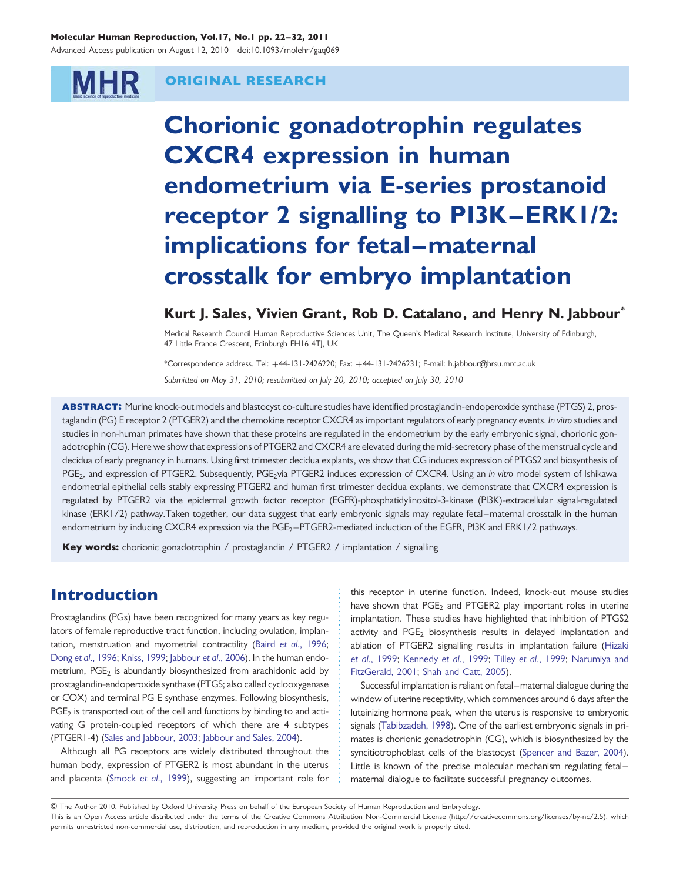# Chorionic gonadotrophin regulates CXCR4 expression in human endometrium via E-series prostanoid receptor 2 signalling to PI3K–ERK1/2: implications for fetal–maternal crosstalk for embryo implantation

**Kurt J. Sales, Vivien Grant, Rob D. Catalano, and Henry N. Jabbour***

Medical Research Council Human Reproductive Sciences Unit, The Queen's Medical Research Institute, University of Edinburgh, 47 Little France Crescent, Edinburgh EH16 4TJ, UK

*Correspondence address. Tel: +44-131-2426220; Fax: +44-131-2426231; E-mail: h.jabbour@hrsu.mrc.ac.uk

*Submitted on May 31, 2010; resubmitted on July 20, 2010; accepted on July 30, 2010*

**ABSTRACT:** Murine knock-out models and blastocyst co-culture studies have identified prostaglandin-endoperoxide synthase (PTGS) 2, prostaglandin (PG) E receptor 2 (PTGER2) and the chemokine receptor CXCR4 as important regulators of early pregnancy events. *In vitro* studies and studies in non-human primates have shown that these proteins are regulated in the endometrium by the early embryonic signal, chorionic gonadotrophin (CG). Here we show that expressions of PTGER2 and CXCR4 are elevated during the mid-secretory phase of the menstrual cycle and decidua of early pregnancy in humans. Using first trimester decidua explants, we show that CG induces expression of PTGS2 and biosynthesis of $PGE_2$, and expression of PTGER2. Subsequently, $PGE_2$ via PTGER2 induces expression of CXCR4. Using an *in vitro* model system of Ishikawa endometrial epithelial cells stably expressing PTGER2 and human first trimester decidua explants, we demonstrate that CXCR4 expression is regulated by PTGER2 via the epidermal growth factor receptor (EGFR)-phosphatidylinositol-3-kinase (PI3K)-extracellular signal-regulated kinase (ERK1/2) pathway. Taken together, our data suggest that early embryonic signals may regulate fetal–maternal crosstalk in the human endometrium by inducing CXCR4 expression via the $PGE_2$–PTGER2-mediated induction of the EGFR, PI3K and ERK1/2 pathways.

**Key words:** chorionic gonadotrophin / prostaglandin / PTGER2 / implantation / signalling

## Introduction

Prostaglandins (PGs) have been recognized for many years as key regulators of female reproductive tract function, including ovulation, implantation, menstruation and myometrial contractility (Baird *et al*., 1996; Dong *et al*., 1996; Kniss, 1999; Jabbour *et al*., 2006). In the human endometrium, $PGE_2$ is abundantly biosynthesized from arachidonic acid by prostaglandin-endoperoxide synthase (PTGS; also called cyclooxygenase or COX) and terminal PG E synthase enzymes. Following biosynthesis, $PGE_2$ is transported out of the cell and functions by binding to and activating G protein-coupled receptors of which there are 4 subtypes (PTGER1-4) (Sales and Jabbour, 2003; Jabbour and Sales, 2004).

Although all PG receptors are widely distributed throughout the human body, expression of PTGER2 is most abundant in the uterus and placenta (Smock *et al*., 1999), suggesting an important role for this receptor in uterine function. Indeed, knock-out mouse studies have shown that $PGE_2$ and PTGER2 play important roles in uterine implantation. These studies have highlighted that inhibition of PTGS2 activity and $PGE_2$ biosynthesis results in delayed implantation and ablation of PTGER2 signalling results in implantation failure (Hizaki *et al*., 1999; Kennedy *et al*., 1999; Tilley *et al*., 1999; Narumiya and FitzGerald, 2001; Shah and Catt, 2005).

Successful implantation is reliant on fetal–maternal dialogue during the window of uterine receptivity, which commences around 6 days after the luteinizing hormone peak, when the uterus is responsive to embryonic signals (Tabibzadeh, 1998). One of the earliest embryonic signals in primates is chorionic gonadotrophin (CG), which is biosynthesized by the syncitiotrophoblast cells of the blastocyst (Spencer and Bazer, 2004). Little is known of the precise molecular mechanism regulating fetal–maternal dialogue to facilitate successful pregnancy outcomes.

© The Author 2010. Published by Oxford University Press on behalf of the European Society of Human Reproduction and Embryology.
This is an Open Access article distributed under the terms of the Creative Commons Attribution Non-Commercial License (http://creativecommons.org/licenses/by-nc/2.5), which permits unrestricted non-commercial use, distribution, and reproduction in any medium, provided the original work is properly cited.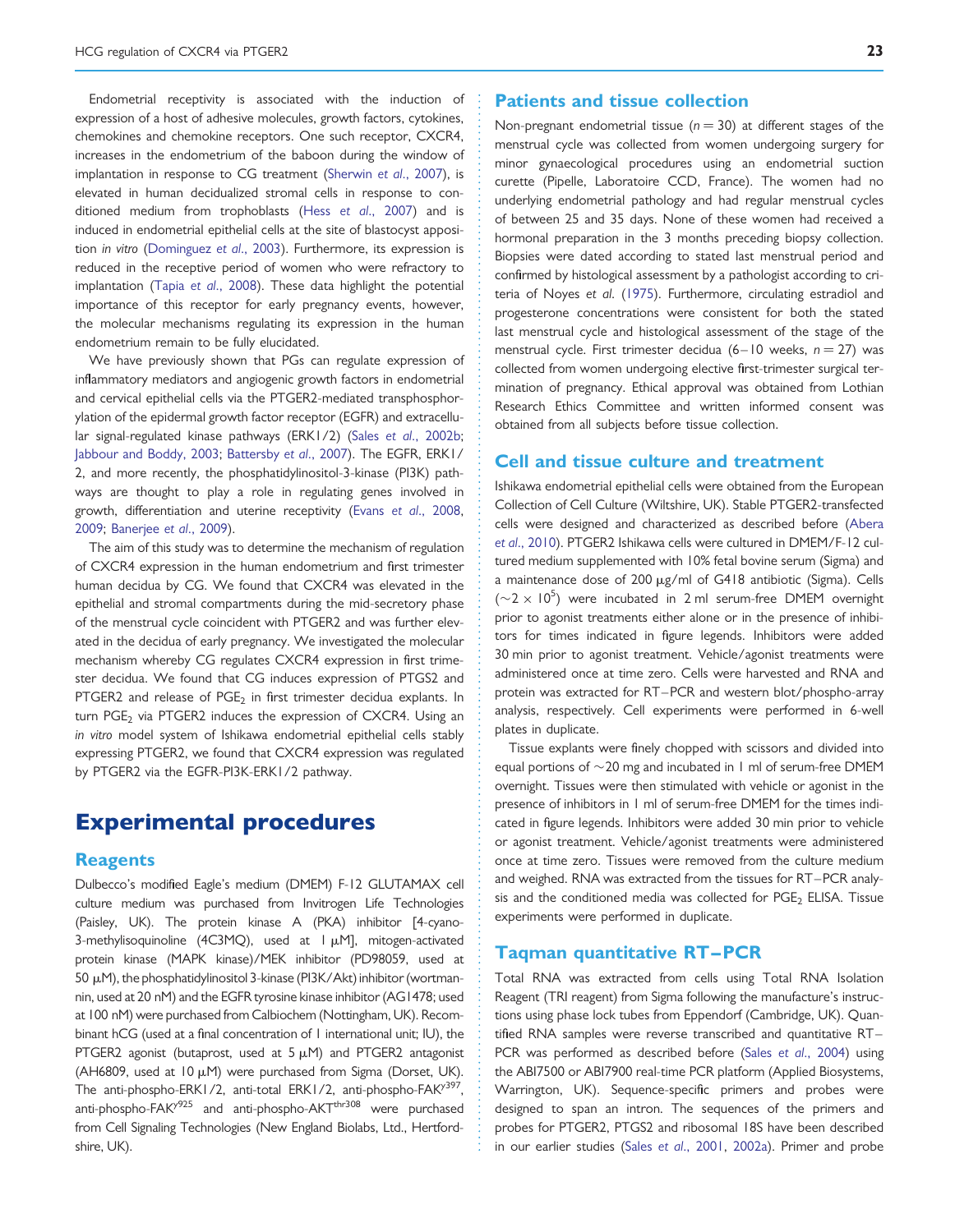Endometrial receptivity is associated with the induction of expression of a host of adhesive molecules, growth factors, cytokines, chemokines and chemokine receptors. One such receptor, CXCR4, increases in the endometrium of the baboon during the window of implantation in response to CG treatment (Sherwin *et al*., 2007), is elevated in human decidualized stromal cells in response to conditioned medium from trophoblasts (Hess *et al*., 2007) and is induced in endometrial epithelial cells at the site of blastocyst apposition *in vitro* (Dominguez *et al*., 2003). Furthermore, its expression is reduced in the receptive period of women who were refractory to implantation (Tapia *et al*., 2008). These data highlight the potential importance of this receptor for early pregnancy events, however, the molecular mechanisms regulating its expression in the human endometrium remain to be fully elucidated.

We have previously shown that PGs can regulate expression of inflammatory mediators and angiogenic growth factors in endometrial and cervical epithelial cells via the PTGER2-mediated transphosphorylation of the epidermal growth factor receptor (EGFR) and extracellular signal-regulated kinase pathways (ERK1/2) (Sales *et al*., 2002b; Jabbour and Boddy, 2003; Battersby *et al*., 2007). The EGFR, ERK1/2, and more recently, the phosphatidylinositol-3-kinase (PI3K) pathways are thought to play a role in regulating genes involved in growth, differentiation and uterine receptivity (Evans *et al*., 2008, 2009; Banerjee *et al*., 2009).

The aim of this study was to determine the mechanism of regulation of CXCR4 expression in the human endometrium and first trimester human decidua by CG. We found that CXCR4 was elevated in the epithelial and stromal compartments during the mid-secretory phase of the menstrual cycle coincident with PTGER2 and was further elevated in the decidua of early pregnancy. We investigated the molecular mechanism whereby CG regulates CXCR4 expression in first trimester decidua. We found that CG induces expression of PTGS2 and PTGER2 and release of $PGE_2$ in first trimester decidua explants. In turn $PGE_2$ via PTGER2 induces the expression of CXCR4. Using an *in vitro* model system of Ishikawa endometrial epithelial cells stably expressing PTGER2, we found that CXCR4 expression was regulated by PTGER2 via the EGFR-PI3K-ERK1/2 pathway.

# Experimental procedures

## Reagents

Dulbecco's modified Eagle's medium (DMEM) F-12 GLUTAMAX cell culture medium was purchased from Invitrogen Life Technologies (Paisley, UK). The protein kinase A (PKA) inhibitor [4-cyano-3-methylisoquinoline (4C3MQ), used at 1 μM], mitogen-activated protein kinase (MAPK kinase)/MEK inhibitor (PD98059, used at 50 μM), the phosphatidylinositol 3-kinase (PI3K/Akt) inhibitor (wortmannin, used at 20 nM) and the EGFR tyrosine kinase inhibitor (AG1478; used at 100 nM) were purchased from Calbiochem (Nottingham, UK). Recombinant hCG (used at a final concentration of 1 international unit; IU), the PTGER2 agonist (butaprost, used at 5 μM) and PTGER2 antagonist (AH6809, used at 10 μM) were purchased from Sigma (Dorset, UK). The anti-phospho-ERK1/2, anti-total ERK1/2, anti-phospho-FAK$^{y397}$, anti-phospho-FAK$^{y925}$ and anti-phospho-AKT$^{thr308}$ were purchased from Cell Signaling Technologies (New England Biolabs, Ltd., Hertfordshire, UK).

## Patients and tissue collection

Non-pregnant endometrial tissue ($n = 30$) at different stages of the menstrual cycle was collected from women undergoing surgery for minor gynaecological procedures using an endometrial suction curette (Pipelle, Laboratoire CCD, France). The women had no underlying endometrial pathology and had regular menstrual cycles of between 25 and 35 days. None of these women had received a hormonal preparation in the 3 months preceding biopsy collection. Biopsies were dated according to stated last menstrual period and confirmed by histological assessment by a pathologist according to criteria of Noyes *et al*. (1975). Furthermore, circulating estradiol and progesterone concentrations were consistent for both the stated last menstrual cycle and histological assessment of the stage of the menstrual cycle. First trimester decidua (6–10 weeks, $n = 27$) was collected from women undergoing elective first-trimester surgical termination of pregnancy. Ethical approval was obtained from Lothian Research Ethics Committee and written informed consent was obtained from all subjects before tissue collection.

## Cell and tissue culture and treatment

Ishikawa endometrial epithelial cells were obtained from the European Collection of Cell Culture (Wiltshire, UK). Stable PTGER2-transfected cells were designed and characterized as described before (Abera *et al*., 2010). PTGER2 Ishikawa cells were cultured in DMEM/F-12 cultured medium supplemented with 10% fetal bovine serum (Sigma) and a maintenance dose of 200 μg/ml of G418 antibiotic (Sigma). Cells ($\sim 2 \times 10^5$) were incubated in 2 ml serum-free DMEM overnight prior to agonist treatments either alone or in the presence of inhibitors for times indicated in figure legends. Inhibitors were added 30 min prior to agonist treatment. Vehicle/agonist treatments were administered once at time zero. Cells were harvested and RNA and protein was extracted for RT–PCR and western blot/phospho-array analysis, respectively. Cell experiments were performed in 6-well plates in duplicate.

Tissue explants were finely chopped with scissors and divided into equal portions of ~20 mg and incubated in 1 ml of serum-free DMEM overnight. Tissues were then stimulated with vehicle or agonist in the presence of inhibitors in 1 ml of serum-free DMEM for the times indicated in figure legends. Inhibitors were added 30 min prior to vehicle or agonist treatment. Vehicle/agonist treatments were administered once at time zero. Tissues were removed from the culture medium and weighed. RNA was extracted from the tissues for RT–PCR analysis and the conditioned media was collected for $PGE_2$ ELISA. Tissue experiments were performed in duplicate.

## Taqman quantitative RT–PCR

Total RNA was extracted from cells using Total RNA Isolation Reagent (TRI reagent) from Sigma following the manufacture's instructions using phase lock tubes from Eppendorf (Cambridge, UK). Quantified RNA samples were reverse transcribed and quantitative RT–PCR was performed as described before (Sales *et al*., 2004) using the ABI7500 or ABI7900 real-time PCR platform (Applied Biosystems, Warrington, UK). Sequence-specific primers and probes were designed to span an intron. The sequences of the primers and probes for PTGER2, PTGS2 and ribosomal 18S have been described in our earlier studies (Sales *et al*., 2001, 2002a). Primer and probe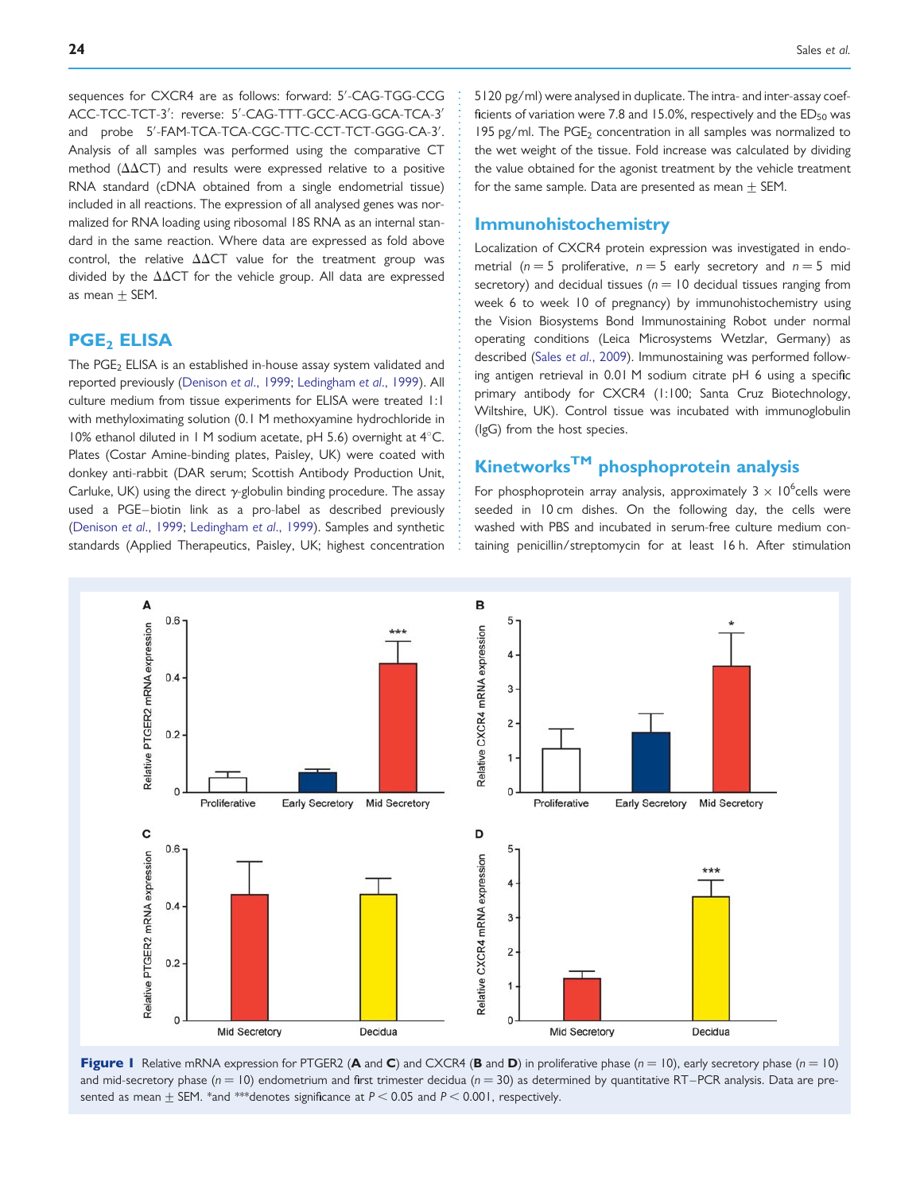sequences for CXCR4 are as follows: forward: 5′-CAG-TGG-CCG ACC-TCC-TCT-3′: reverse: 5′-CAG-TTT-GCC-ACG-GCA-TCA-3′ and probe 5′-FAM-TCA-TCA-CGC-TTC-CCT-TCT-GGG-CA-3′. Analysis of all samples was performed using the comparative CT method (ΔΔCT) and results were expressed relative to a positive RNA standard (cDNA obtained from a single endometrial tissue) included in all reactions. The expression of all analysed genes was normalized for RNA loading using ribosomal 18S RNA as an internal standard in the same reaction. Where data are expressed as fold above control, the relative ΔΔCT value for the treatment group was divided by the ΔΔCT for the vehicle group. All data are expressed as mean ± SEM.

## $PGE_2$ ELISA

The $PGE_2$ ELISA is an established in-house assay system validated and reported previously (Denison *et al.*, 1999; Ledingham *et al.*, 1999). All culture medium from tissue experiments for ELISA were treated 1:1 with methyloximating solution (0.1 M methoxyamine hydrochloride in 10% ethanol diluted in 1 M sodium acetate, pH 5.6) overnight at 4°C. Plates (Costar Amine-binding plates, Paisley, UK) were coated with donkey anti-rabbit (DAR serum; Scottish Antibody Production Unit, Carluke, UK) using the direct γ-globulin binding procedure. The assay used a PGE–biotin link as a pro-label as described previously (Denison *et al.*, 1999; Ledingham *et al.*, 1999). Samples and synthetic standards (Applied Therapeutics, Paisley, UK; highest concentration 5120 pg/ml) were analysed in duplicate. The intra- and inter-assay coefficients of variation were 7.8 and 15.0%, respectively and the $ED_{50}$ was 195 pg/ml. The $PGE_2$ concentration in all samples was normalized to the wet weight of the tissue. Fold increase was calculated by dividing the value obtained for the agonist treatment by the vehicle treatment for the same sample. Data are presented as mean ± SEM.

## Immunohistochemistry

Localization of CXCR4 protein expression was investigated in endometrial ($n = 5$ proliferative, $n = 5$ early secretory and $n = 5$ mid secretory) and decidual tissues ($n = 10$ decidual tissues ranging from week 6 to week 10 of pregnancy) by immunohistochemistry using the Vision Biosystems Bond Immunostaining Robot under normal operating conditions (Leica Microsystems Wetzlar, Germany) as described (Sales *et al.*, 2009). Immunostaining was performed following antigen retrieval in 0.01 M sodium citrate pH 6 using a specific primary antibody for CXCR4 (1:100; Santa Cruz Biotechnology, Wiltshire, UK). Control tissue was incubated with immunoglobulin (IgG) from the host species.

## Kinetworks™ phosphoprotein analysis

For phosphoprotein array analysis, approximately $3 \times 10^6$ cells were seeded in 10 cm dishes. On the following day, the cells were washed with PBS and incubated in serum-free culture medium containing penicillin/streptomycin for at least 16 h. After stimulation

**Figure 1** Relative mRNA expression for PTGER2 (**A** and **C**) and CXCR4 (**B** and **D**) in proliferative phase ($n = 10$), early secretory phase ($n = 10$) and mid-secretory phase ($n = 10$) endometrium and first trimester decidua ($n = 30$) as determined by quantitative RT–PCR analysis. Data are presented as mean ± SEM. *and ***denotes significance at $P < 0.05$ and $P < 0.001$, respectively.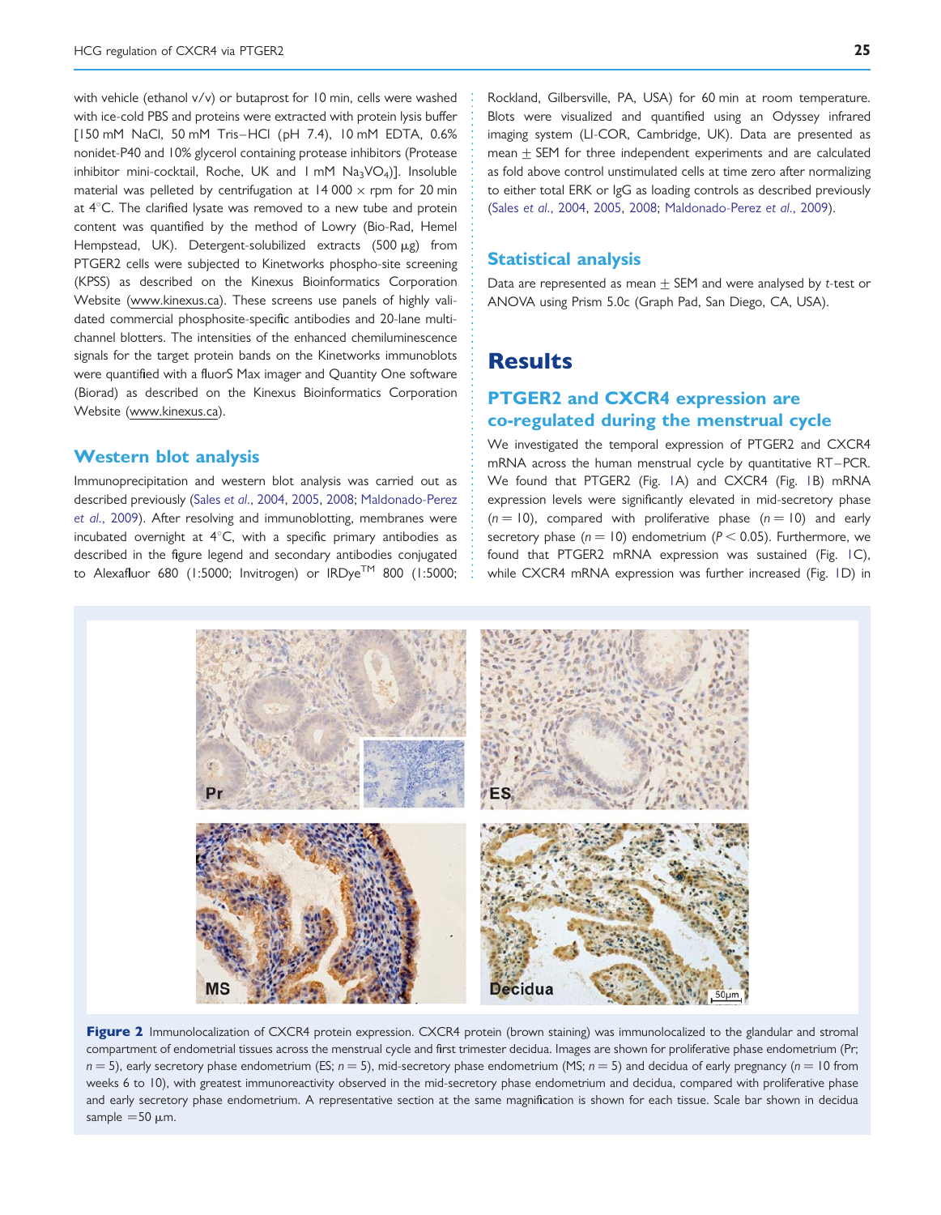with vehicle (ethanol v/v) or butaprost for 10 min, cells were washed with ice-cold PBS and proteins were extracted with protein lysis buffer [150 mM NaCl, 50 mM Tris–HCl (pH 7.4), 10 mM EDTA, 0.6% nonidet-P40 and 10% glycerol containing protease inhibitors (Protease inhibitor mini-cocktail, Roche, UK and 1 mM $Na_3VO_4$)]. Insoluble material was pelleted by centrifugation at 14 000 × rpm for 20 min at 4°C. The clarified lysate was removed to a new tube and protein content was quantified by the method of Lowry (Bio-Rad, Hemel Hempstead, UK). Detergent-solubilized extracts (500 μg) from PTGER2 cells were subjected to Kinetworks phospho-site screening (KPSS) as described on the Kinexus Bioinformatics Corporation Website (www.kinexus.ca). These screens use panels of highly validated commercial phosphosite-specific antibodies and 20-lane multichannel blotters. The intensities of the enhanced chemiluminescence signals for the target protein bands on the Kinetworks immunoblots were quantified with a fluorS Max imager and Quantity One software (Biorad) as described on the Kinexus Bioinformatics Corporation Website (www.kinexus.ca).

## Western blot analysis

Immunoprecipitation and western blot analysis was carried out as described previously (Sales *et al.*, 2004, 2005, 2008; Maldonado-Perez *et al.*, 2009). After resolving and immunoblotting, membranes were incubated overnight at 4°C, with a specific primary antibodies as described in the figure legend and secondary antibodies conjugated to Alexafluor 680 (1:5000; Invitrogen) or IRDye™ 800 (1:5000; Rockland, Gilbersville, PA, USA) for 60 min at room temperature. Blots were visualized and quantified using an Odyssey infrared imaging system (LI-COR, Cambridge, UK). Data are presented as mean ± SEM for three independent experiments and are calculated as fold above control unstimulated cells at time zero after normalizing to either total ERK or IgG as loading controls as described previously (Sales *et al.*, 2004, 2005, 2008; Maldonado-Perez *et al.*, 2009).

## Statistical analysis

Data are represented as mean ± SEM and were analysed by *t*-test or ANOVA using Prism 5.0c (Graph Pad, San Diego, CA, USA).

# Results

## PTGER2 and CXCR4 expression are co-regulated during the menstrual cycle

We investigated the temporal expression of PTGER2 and CXCR4 mRNA across the human menstrual cycle by quantitative RT–PCR. We found that PTGER2 (Fig. 1A) and CXCR4 (Fig. 1B) mRNA expression levels were significantly elevated in mid-secretory phase ($n = 10$), compared with proliferative phase ($n = 10$) and early secretory phase ($n = 10$) endometrium ($P < 0.05$). Furthermore, we found that PTGER2 mRNA expression was sustained (Fig. 1C), while CXCR4 mRNA expression was further increased (Fig. 1D) in

**Figure 2** Immunolocalization of CXCR4 protein expression. CXCR4 protein (brown staining) was immunolocalized to the glandular and stromal compartment of endometrial tissues across the menstrual cycle and first trimester decidua. Images are shown for proliferative phase endometrium (Pr; $n = 5$), early secretory phase endometrium (ES; $n = 5$), mid-secretory phase endometrium (MS; $n = 5$) and decidua of early pregnancy ($n = 10$ from weeks 6 to 10), with greatest immunoreactivity observed in the mid-secretory phase endometrium and decidua, compared with proliferative phase and early secretory phase endometrium. A representative section at the same magnification is shown for each tissue. Scale bar shown in decidua sample = 50 μm.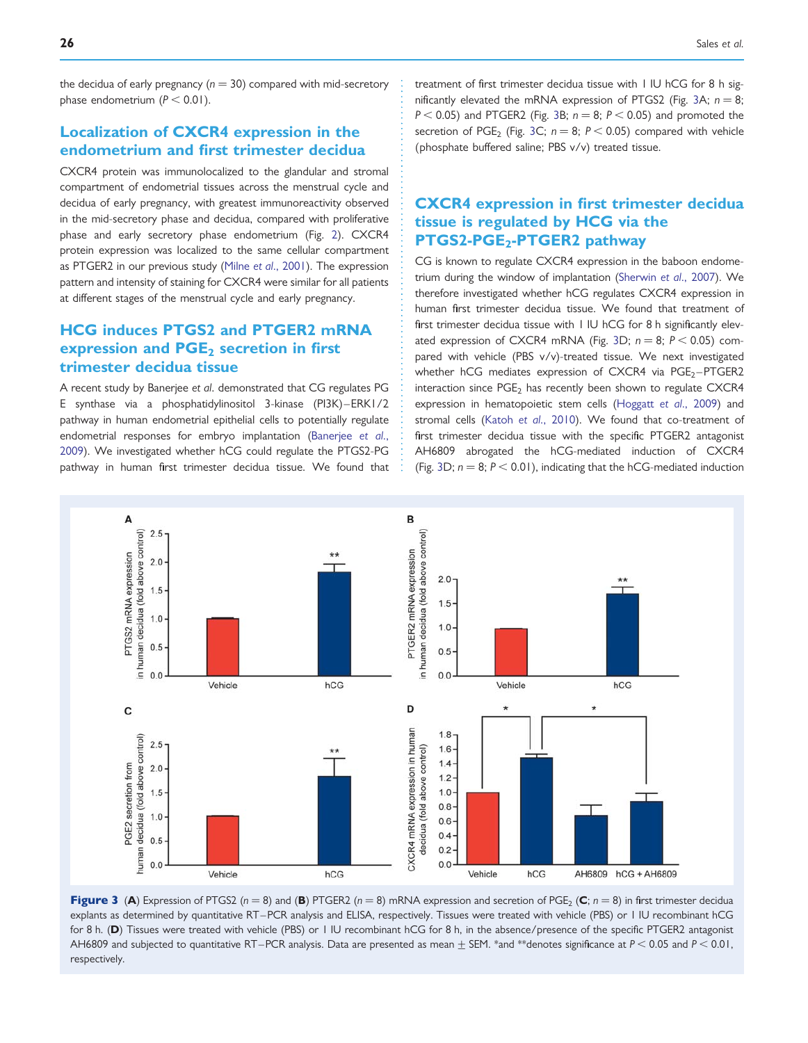the decidua of early pregnancy ($n = 30$) compared with mid-secretory phase endometrium ($P < 0.01$).

## Localization of CXCR4 expression in the endometrium and first trimester decidua

CXCR4 protein was immunolocalized to the glandular and stromal compartment of endometrial tissues across the menstrual cycle and decidua of early pregnancy, with greatest immunoreactivity observed in the mid-secretory phase and decidua, compared with proliferative phase and early secretory phase endometrium (Fig. 2). CXCR4 protein expression was localized to the same cellular compartment as PTGER2 in our previous study (Milne *et al*., 2001). The expression pattern and intensity of staining for CXCR4 were similar for all patients at different stages of the menstrual cycle and early pregnancy.

## HCG induces PTGS2 and PTGER2 mRNA expression and $PGE_2$ secretion in first trimester decidua tissue

A recent study by Banerjee *et al*. demonstrated that CG regulates PG E synthase via a phosphatidylinositol 3-kinase (PI3K)–ERK1/2 pathway in human endometrial epithelial cells to potentially regulate endometrial responses for embryo implantation (Banerjee *et al*., 2009). We investigated whether hCG could regulate the PTGS2-PG pathway in human first trimester decidua tissue. We found that treatment of first trimester decidua tissue with 1 IU hCG for 8 h significantly elevated the mRNA expression of PTGS2 (Fig. 3A; $n = 8$; $P < 0.05$) and PTGER2 (Fig. 3B; $n = 8$; $P < 0.05$) and promoted the secretion of $PGE_2$ (Fig. 3C; $n = 8$; $P < 0.05$) compared with vehicle (phosphate buffered saline; PBS v/v) treated tissue.

## CXCR4 expression in first trimester decidua tissue is regulated by HCG via the PTGS2-$PGE_2$-PTGER2 pathway

CG is known to regulate CXCR4 expression in the baboon endometrium during the window of implantation (Sherwin *et al*., 2007). We therefore investigated whether hCG regulates CXCR4 expression in human first trimester decidua tissue. We found that treatment of first trimester decidua tissue with 1 IU hCG for 8 h significantly elevated expression of CXCR4 mRNA (Fig. 3D; $n = 8$; $P < 0.05$) compared with vehicle (PBS v/v)-treated tissue. We next investigated whether hCG mediates expression of CXCR4 via $PGE_2$–PTGER2 interaction since $PGE_2$ has recently been shown to regulate CXCR4 expression in hematopoietic stem cells (Hoggatt *et al*., 2009) and stromal cells (Katoh *et al*., 2010). We found that co-treatment of first trimester decidua tissue with the specific PTGER2 antagonist AH6809 abrogated the hCG-mediated induction of CXCR4 (Fig. 3D; $n = 8$; $P < 0.01$), indicating that the hCG-mediated induction

**Figure 3** (**A**) Expression of PTGS2 ($n = 8$) and (**B**) PTGER2 ($n = 8$) mRNA expression and secretion of $PGE_2$ (**C**; $n = 8$) in first trimester decidua explants as determined by quantitative RT–PCR analysis and ELISA, respectively. Tissues were treated with vehicle (PBS) or 1 IU recombinant hCG for 8 h. (**D**) Tissues were treated with vehicle (PBS) or 1 IU recombinant hCG for 8 h, in the absence/presence of the specific PTGER2 antagonist AH6809 and subjected to quantitative RT–PCR analysis. Data are presented as mean ± SEM. *and **denotes significance at $P < 0.05$ and $P < 0.01$, respectively.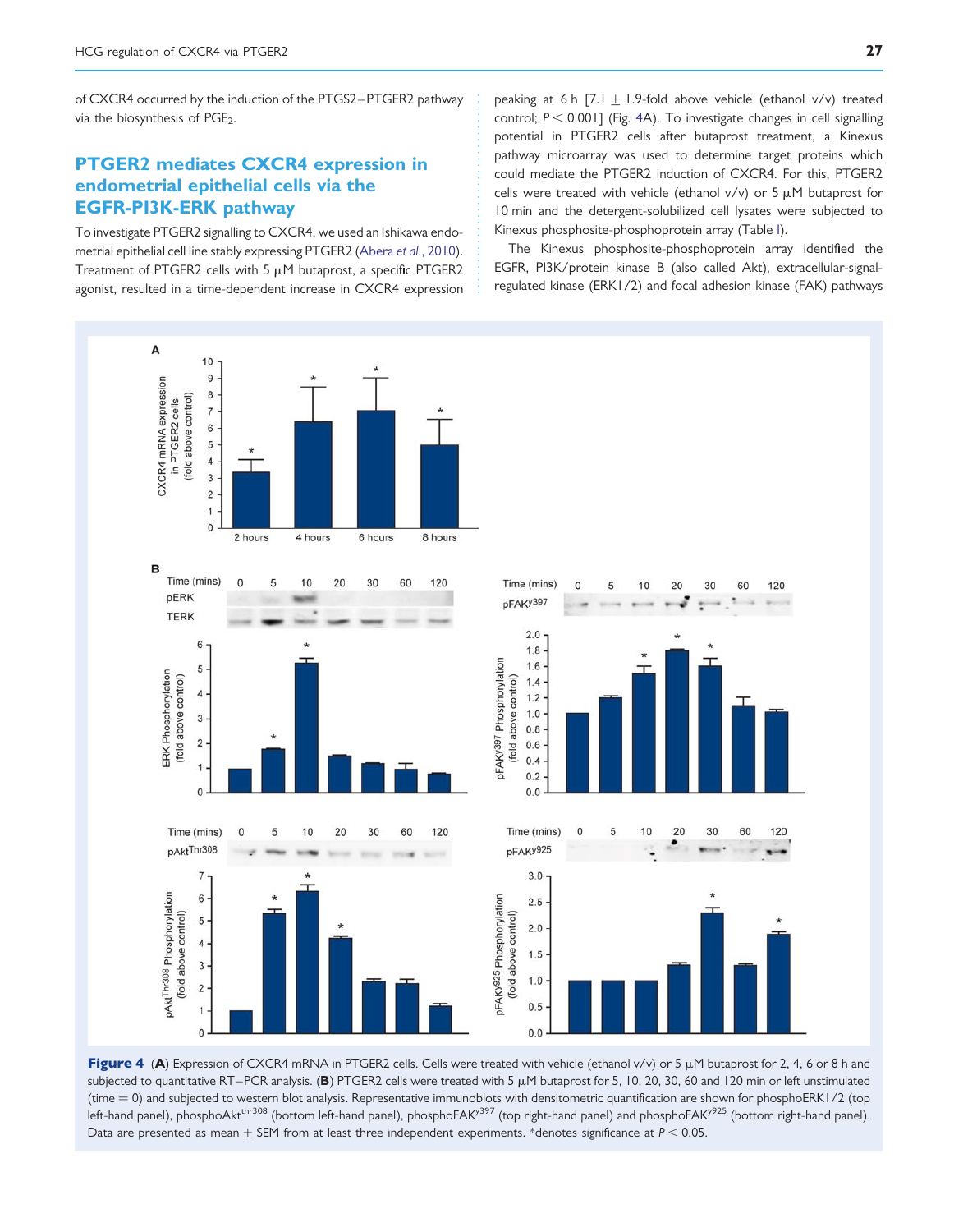of CXCR4 occurred by the induction of the PTGS2–PTGER2 pathway via the biosynthesis of $PGE_2$.

## PTGER2 mediates CXCR4 expression in endometrial epithelial cells via the EGFR-PI3K-ERK pathway

To investigate PTGER2 signalling to CXCR4, we used an Ishikawa endometrial epithelial cell line stably expressing PTGER2 (Abera *et al.*, 2010). Treatment of PTGER2 cells with 5 μM butaprost, a specific PTGER2 agonist, resulted in a time-dependent increase in CXCR4 expression peaking at 6 h [7.1 ± 1.9-fold above vehicle (ethanol v/v) treated control; $P < 0.001$] (Fig. 4A). To investigate changes in cell signalling potential in PTGER2 cells after butaprost treatment, a Kinexus pathway microarray was used to determine target proteins which could mediate the PTGER2 induction of CXCR4. For this, PTGER2 cells were treated with vehicle (ethanol v/v) or 5 μM butaprost for 10 min and the detergent-solubilized cell lysates were subjected to Kinexus phosphosite-phosphoprotein array (Table I).

The Kinexus phosphosite-phosphoprotein array identified the EGFR, PI3K/protein kinase B (also called Akt), extracellular-signal-regulated kinase (ERK1/2) and focal adhesion kinase (FAK) pathways

**Figure 4** (**A**) Expression of CXCR4 mRNA in PTGER2 cells. Cells were treated with vehicle (ethanol v/v) or 5 μM butaprost for 2, 4, 6 or 8 h and subjected to quantitative RT–PCR analysis. (**B**) PTGER2 cells were treated with 5 μM butaprost for 5, 10, 20, 30, 60 and 120 min or left unstimulated (time = 0) and subjected to western blot analysis. Representative immunoblots with densitometric quantification are shown for phosphoERK1/2 (top left-hand panel), phosphoAkt$^{thr308}$ (bottom left-hand panel), phosphoFAK$^{Y397}$ (top right-hand panel) and phosphoFAK$^{Y925}$ (bottom right-hand panel). Data are presented as mean ± SEM from at least three independent experiments. *denotes significance at $P < 0.05$.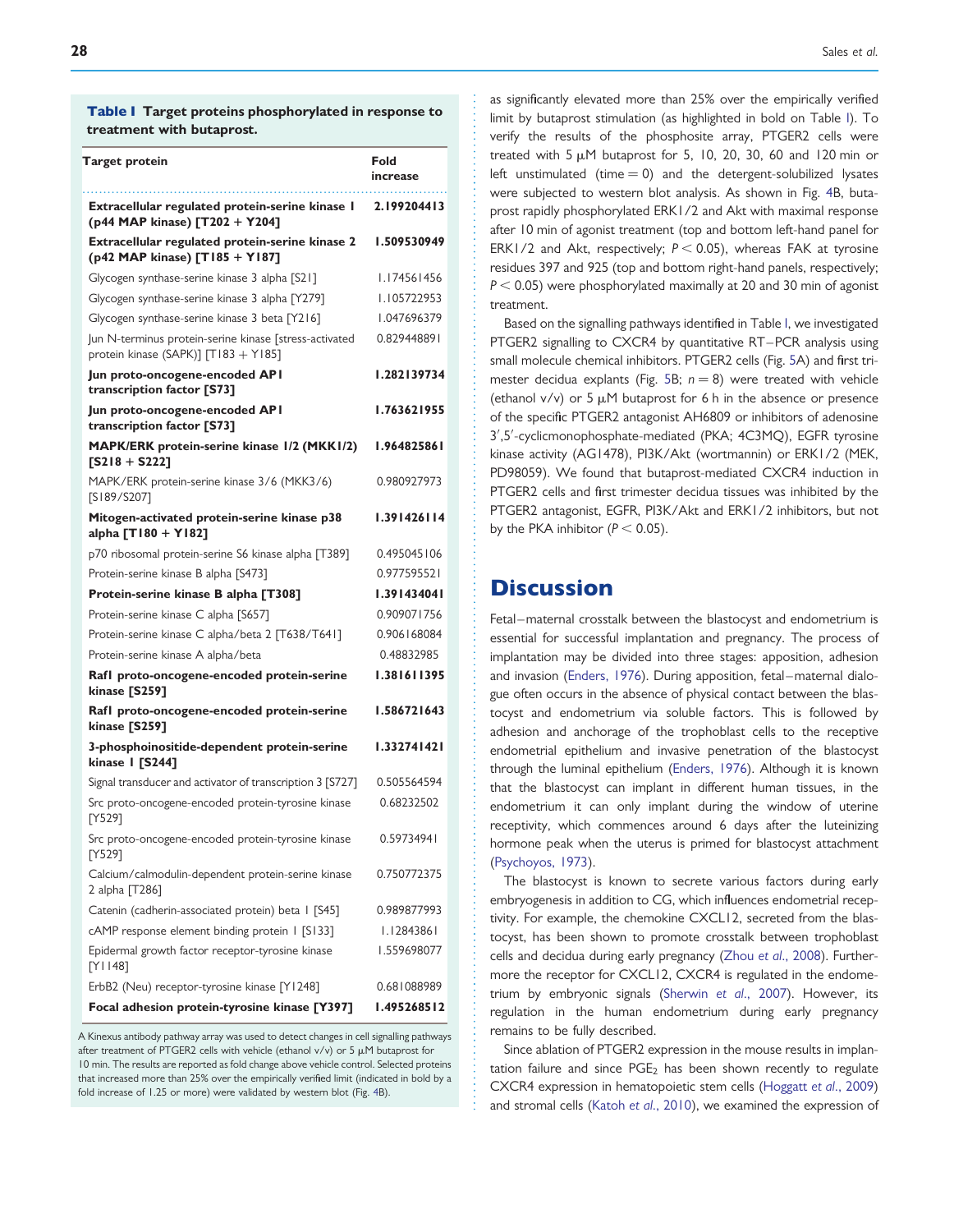**Table I** Target proteins phosphorylated in response to treatment with butaprost.

| Target protein | Fold increase |
|---|---|
| **Extracellular regulated protein-serine kinase 1 (p44 MAP kinase) [T202 + Y204]** | **2.199204413** |
| **Extracellular regulated protein-serine kinase 2 (p42 MAP kinase) [T185 + Y187]** | **1.509530949** |
| Glycogen synthase-serine kinase 3 alpha [S21] | 1.174561456 |
| Glycogen synthase-serine kinase 3 alpha [Y279] | 1.105722953 |
| Glycogen synthase-serine kinase 3 beta [Y216] | 1.047696379 |
| Jun N-terminus protein-serine kinase [stress-activated protein kinase (SAPK)] [T183 + Y185] | 0.829448891 |
| **Jun proto-oncogene-encoded AP1 transcription factor [S73]** | **1.282139734** |
| **Jun proto-oncogene-encoded AP1 transcription factor [S73]** | **1.763621955** |
| **MAPK/ERK protein-serine kinase 1/2 (MKK1/2) [S218 + S222]** | **1.964825861** |
| MAPK/ERK protein-serine kinase 3/6 (MKK3/6) [S189/S207] | 0.980927973 |
| **Mitogen-activated protein-serine kinase p38 alpha [T180 + Y182]** | **1.391426114** |
| p70 ribosomal protein-serine S6 kinase alpha [T389] | 0.495045106 |
| Protein-serine kinase B alpha [S473] | 0.977595521 |
| **Protein-serine kinase B alpha [T308]** | **1.391434041** |
| Protein-serine kinase C alpha [S657] | 0.909071756 |
| Protein-serine kinase C alpha/beta 2 [T638/T641] | 0.906168084 |
| Protein-serine kinase A alpha/beta | 0.48832985 |
| **Raf1 proto-oncogene-encoded protein-serine kinase [S259]** | **1.381611395** |
| **Raf1 proto-oncogene-encoded protein-serine kinase [S259]** | **1.586721643** |
| **3-phosphoinositide-dependent protein-serine kinase 1 [S244]** | **1.332741421** |
| Signal transducer and activator of transcription 3 [S727] | 0.505564594 |
| Src proto-oncogene-encoded protein-tyrosine kinase [Y529] | 0.68232502 |
| Src proto-oncogene-encoded protein-tyrosine kinase [Y529] | 0.59734941 |
| Calcium/calmodulin-dependent protein-serine kinase 2 alpha [T286] | 0.750772375 |
| Catenin (cadherin-associated protein) beta 1 [S45] | 0.989877993 |
| cAMP response element binding protein 1 [S133] | 1.12843861 |
| Epidermal growth factor receptor-tyrosine kinase [Y1148] | 1.559698077 |
| ErbB2 (Neu) receptor-tyrosine kinase [Y1248] | 0.681088989 |
| **Focal adhesion protein-tyrosine kinase [Y397]** | **1.495268512** |

A Kinexus antibody pathway array was used to detect changes in cell signalling pathways after treatment of PTGER2 cells with vehicle (ethanol v/v) or 5 μM butaprost for 10 min. The results are reported as fold change above vehicle control. Selected proteins that increased more than 25% over the empirically verified limit (indicated in bold by a fold increase of 1.25 or more) were validated by western blot (Fig. 4B).

as significantly elevated more than 25% over the empirically verified limit by butaprost stimulation (as highlighted in bold on Table I). To verify the results of the phosphosite array, PTGER2 cells were treated with 5 μM butaprost for 5, 10, 20, 30, 60 and 120 min or left unstimulated (time = 0) and the detergent-solubilized lysates were subjected to western blot analysis. As shown in Fig. 4B, butaprost rapidly phosphorylated ERK1/2 and Akt with maximal response after 10 min of agonist treatment (top and bottom left-hand panel for ERK1/2 and Akt, respectively; $P < 0.05$), whereas FAK at tyrosine residues 397 and 925 (top and bottom right-hand panels, respectively; $P < 0.05$) were phosphorylated maximally at 20 and 30 min of agonist treatment.

Based on the signalling pathways identified in Table I, we investigated PTGER2 signalling to CXCR4 by quantitative RT–PCR analysis using small molecule chemical inhibitors. PTGER2 cells (Fig. 5A) and first trimester decidua explants (Fig. 5B; $n = 8$) were treated with vehicle (ethanol v/v) or 5 μM butaprost for 6 h in the absence or presence of the specific PTGER2 antagonist AH6809 or inhibitors of adenosine 3′,5′-cyclicmonophosphate-mediated (PKA; 4C3MQ), EGFR tyrosine kinase activity (AG1478), PI3K/Akt (wortmannin) or ERK1/2 (MEK, PD98059). We found that butaprost-mediated CXCR4 induction in PTGER2 cells and first trimester decidua tissues was inhibited by the PTGER2 antagonist, EGFR, PI3K/Akt and ERK1/2 inhibitors, but not by the PKA inhibitor ($P < 0.05$).

# Discussion

Fetal–maternal crosstalk between the blastocyst and endometrium is essential for successful implantation and pregnancy. The process of implantation may be divided into three stages: apposition, adhesion and invasion (Enders, 1976). During apposition, fetal–maternal dialogue often occurs in the absence of physical contact between the blastocyst and endometrium via soluble factors. This is followed by adhesion and anchorage of the trophoblast cells to the receptive endometrial epithelium and invasive penetration of the blastocyst through the luminal epithelium (Enders, 1976). Although it is known that the blastocyst can implant in different human tissues, in the endometrium it can only implant during the window of uterine receptivity, which commences around 6 days after the luteinizing hormone peak when the uterus is primed for blastocyst attachment (Psychoyos, 1973).

The blastocyst is known to secrete various factors during early embryogenesis in addition to CG, which influences endometrial receptivity. For example, the chemokine CXCL12, secreted from the blastocyst, has been shown to promote crosstalk between trophoblast cells and decidua during early pregnancy (Zhou *et al*., 2008). Furthermore the receptor for CXCL12, CXCR4 is regulated in the endometrium by embryonic signals (Sherwin *et al*., 2007). However, its regulation in the human endometrium during early pregnancy remains to be fully described.

Since ablation of PTGER2 expression in the mouse results in implantation failure and since $PGE_2$ has been shown recently to regulate CXCR4 expression in hematopoietic stem cells (Hoggatt *et al*., 2009) and stromal cells (Katoh *et al*., 2010), we examined the expression of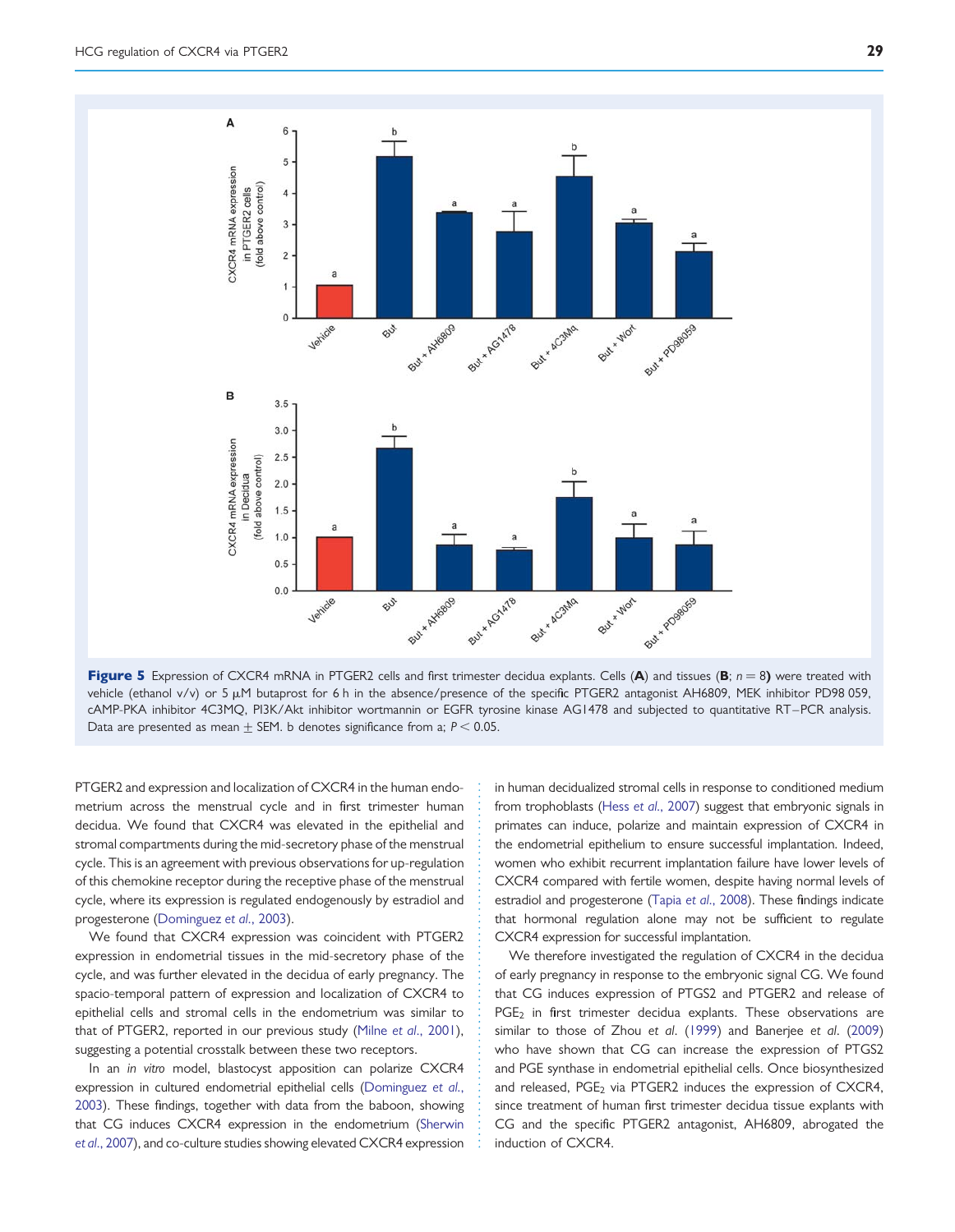**Figure 5** Expression of CXCR4 mRNA in PTGER2 cells and first trimester decidua explants. Cells (**A**) and tissues (**B**; $n = 8$) were treated with vehicle (ethanol v/v) or 5 μM butaprost for 6 h in the absence/presence of the specific PTGER2 antagonist AH6809, MEK inhibitor PD98 059, cAMP-PKA inhibitor 4C3MQ, PI3K/Akt inhibitor wortmannin or EGFR tyrosine kinase AG1478 and subjected to quantitative RT–PCR analysis. Data are presented as mean ± SEM. b denotes significance from a; $P < 0.05$.

PTGER2 and expression and localization of CXCR4 in the human endometrium across the menstrual cycle and in first trimester human decidua. We found that CXCR4 was elevated in the epithelial and stromal compartments during the mid-secretory phase of the menstrual cycle. This is an agreement with previous observations for up-regulation of this chemokine receptor during the receptive phase of the menstrual cycle, where its expression is regulated endogenously by estradiol and progesterone (Dominguez *et al*., 2003).

We found that CXCR4 expression was coincident with PTGER2 expression in endometrial tissues in the mid-secretory phase of the cycle, and was further elevated in the decidua of early pregnancy. The spacio-temporal pattern of expression and localization of CXCR4 to epithelial cells and stromal cells in the endometrium was similar to that of PTGER2, reported in our previous study (Milne *et al*., 2001), suggesting a potential crosstalk between these two receptors.

In an *in vitro* model, blastocyst apposition can polarize CXCR4 expression in cultured endometrial epithelial cells (Dominguez *et al*., 2003). These findings, together with data from the baboon, showing that CG induces CXCR4 expression in the endometrium (Sherwin *et al*., 2007), and co-culture studies showing elevated CXCR4 expression in human decidualized stromal cells in response to conditioned medium from trophoblasts (Hess *et al*., 2007) suggest that embryonic signals in primates can induce, polarize and maintain expression of CXCR4 in the endometrial epithelium to ensure successful implantation. Indeed, women who exhibit recurrent implantation failure have lower levels of CXCR4 compared with fertile women, despite having normal levels of estradiol and progesterone (Tapia *et al*., 2008). These findings indicate that hormonal regulation alone may not be sufficient to regulate CXCR4 expression for successful implantation.

We therefore investigated the regulation of CXCR4 in the decidua of early pregnancy in response to the embryonic signal CG. We found that CG induces expression of PTGS2 and PTGER2 and release of $PGE_2$ in first trimester decidua explants. These observations are similar to those of Zhou *et al*. (1999) and Banerjee *et al*. (2009) who have shown that CG can increase the expression of PTGS2 and PGE synthase in endometrial epithelial cells. Once biosynthesized and released, $PGE_2$ via PTGER2 induces the expression of CXCR4, since treatment of human first trimester decidua tissue explants with CG and the specific PTGER2 antagonist, AH6809, abrogated the induction of CXCR4.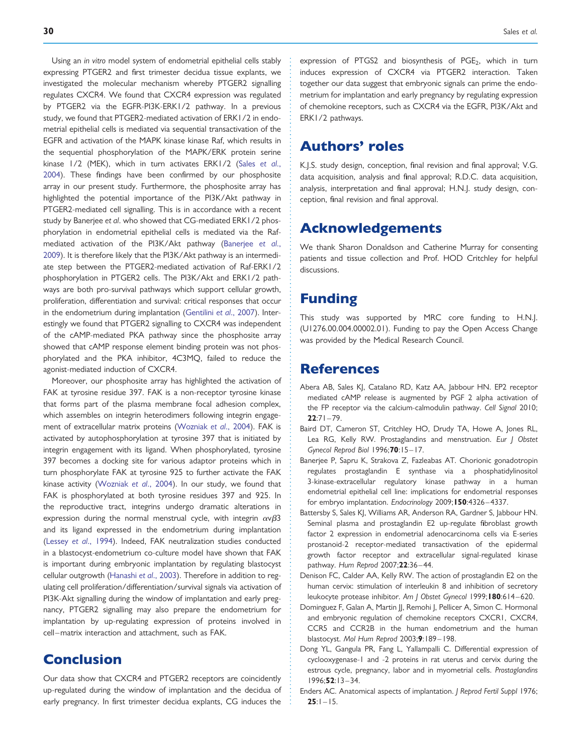Using an *in vitro* model system of endometrial epithelial cells stably expressing PTGER2 and first trimester decidua tissue explants, we investigated the molecular mechanism whereby PTGER2 signalling regulates CXCR4. We found that CXCR4 expression was regulated by PTGER2 via the EGFR-PI3K-ERK1/2 pathway. In a previous study, we found that PTGER2-mediated activation of ERK1/2 in endometrial epithelial cells is mediated via sequential transactivation of the EGFR and activation of the MAPK kinase kinase Raf, which results in the sequential phosphorylation of the MAPK/ERK protein serine kinase 1/2 (MEK), which in turn activates ERK1/2 (Sales *et al*., 2004). These findings have been confirmed by our phosphosite array in our present study. Furthermore, the phosphosite array has highlighted the potential importance of the PI3K/Akt pathway in PTGER2-mediated cell signalling. This is in accordance with a recent study by Banerjee *et al*. who showed that CG-mediated ERK1/2 phosphorylation in endometrial epithelial cells is mediated via the Raf-mediated activation of the PI3K/Akt pathway (Banerjee *et al*., 2009). It is therefore likely that the PI3K/Akt pathway is an intermediate step between the PTGER2-mediated activation of Raf-ERK1/2 phosphorylation in PTGER2 cells. The PI3K/Akt and ERK1/2 pathways are both pro-survival pathways which support cellular growth, proliferation, differentiation and survival: critical responses that occur in the endometrium during implantation (Gentilini *et al*., 2007). Interestingly we found that PTGER2 signalling to CXCR4 was independent of the cAMP-mediated PKA pathway since the phosphosite array showed that cAMP response element binding protein was not phosphorylated and the PKA inhibitor, 4C3MQ, failed to reduce the agonist-mediated induction of CXCR4.

Moreover, our phosphosite array has highlighted the activation of FAK at tyrosine residue 397. FAK is a non-receptor tyrosine kinase that forms part of the plasma membrane focal adhesion complex, which assembles on integrin heterodimers following integrin engagement of extracellular matrix proteins (Wozniak *et al*., 2004). FAK is activated by autophosphorylation at tyrosine 397 that is initiated by integrin engagement with its ligand. When phosphorylated, tyrosine 397 becomes a docking site for various adaptor proteins which in turn phosphorylate FAK at tyrosine 925 to further activate the FAK kinase activity (Wozniak *et al*., 2004). In our study, we found that FAK is phosphorylated at both tyrosine residues 397 and 925. In the reproductive tract, integrins undergo dramatic alterations in expression during the normal menstrual cycle, with integrin $\alpha v\beta 3$ and its ligand expressed in the endometrium during implantation (Lessey *et al*., 1994). Indeed, FAK neutralization studies conducted in a blastocyst-endometrium co-culture model have shown that FAK is important during embryonic implantation by regulating blastocyst cellular outgrowth (Hanashi *et al*., 2003). Therefore in addition to regulating cell proliferation/differentiation/survival signals via activation of PI3K-Akt signalling during the window of implantation and early pregnancy, PTGER2 signalling may also prepare the endometrium for implantation by up-regulating expression of proteins involved in cell–matrix interaction and attachment, such as FAK.

# Conclusion

Our data show that CXCR4 and PTGER2 receptors are coincidently up-regulated during the window of implantation and the decidua of early pregnancy. In first trimester decidua explants, CG induces the expression of PTGS2 and biosynthesis of $PGE_2$, which in turn induces expression of CXCR4 via PTGER2 interaction. Taken together our data suggest that embryonic signals can prime the endometrium for implantation and early pregnancy by regulating expression of chemokine receptors, such as CXCR4 via the EGFR, PI3K/Akt and ERK1/2 pathways.

# Authors' roles

K.J.S. study design, conception, final revision and final approval; V.G. data acquisition, analysis and final approval; R.D.C. data acquisition, analysis, interpretation and final approval; H.N.J. study design, conception, final revision and final approval.

# Acknowledgements

We thank Sharon Donaldson and Catherine Murray for consenting patients and tissue collection and Prof. HOD Critchley for helpful discussions.

# Funding

This study was supported by MRC core funding to H.N.J. (U1276.00.004.00002.01). Funding to pay the Open Access Change was provided by the Medical Research Council.

# References

Abera AB, Sales KJ, Catalano RD, Katz AA, Jabbour HN. EP2 receptor mediated cAMP release is augmented by PGF 2 alpha activation of the FP receptor via the calcium-calmodulin pathway. *Cell Signal* 2010; **22**:71–79.

Baird DT, Cameron ST, Critchley HO, Drudy TA, Howe A, Jones RL, Lea RG, Kelly RW. Prostaglandins and menstruation. *Eur J Obstet Gynecol Reprod Biol* 1996;**70**:15–17.

Banerjee P, Sapru K, Strakova Z, Fazleabas AT. Chorionic gonadotropin regulates prostaglandin E synthase via a phosphatidylinositol 3-kinase-extracellular regulatory kinase pathway in a human endometrial epithelial cell line: implications for endometrial responses for embryo implantation. *Endocrinology* 2009;**150**:4326–4337.

Battersby S, Sales KJ, Williams AR, Anderson RA, Gardner S, Jabbour HN. Seminal plasma and prostaglandin E2 up-regulate fibroblast growth factor 2 expression in endometrial adenocarcinoma cells via E-series prostanoid-2 receptor-mediated transactivation of the epidermal growth factor receptor and extracellular signal-regulated kinase pathway. *Hum Reprod* 2007;**22**:36–44.

Denison FC, Calder AA, Kelly RW. The action of prostaglandin E2 on the human cervix: stimulation of interleukin 8 and inhibition of secretory leukocyte protease inhibitor. *Am J Obstet Gynecol* 1999;**180**:614–620.

Dominguez F, Galan A, Martin JJ, Remohi J, Pellicer A, Simon C. Hormonal and embryonic regulation of chemokine receptors CXCR1, CXCR4, CCR5 and CCR2B in the human endometrium and the human blastocyst. *Mol Hum Reprod* 2003;**9**:189–198.

Dong YL, Gangula PR, Fang L, Yallampalli C. Differential expression of cyclooxygenase-1 and -2 proteins in rat uterus and cervix during the estrous cycle, pregnancy, labor and in myometrial cells. *Prostaglandins* 1996;**52**:13–34.

Enders AC. Anatomical aspects of implantation. *J Reprod Fertil Suppl* 1976; **25**:1–15.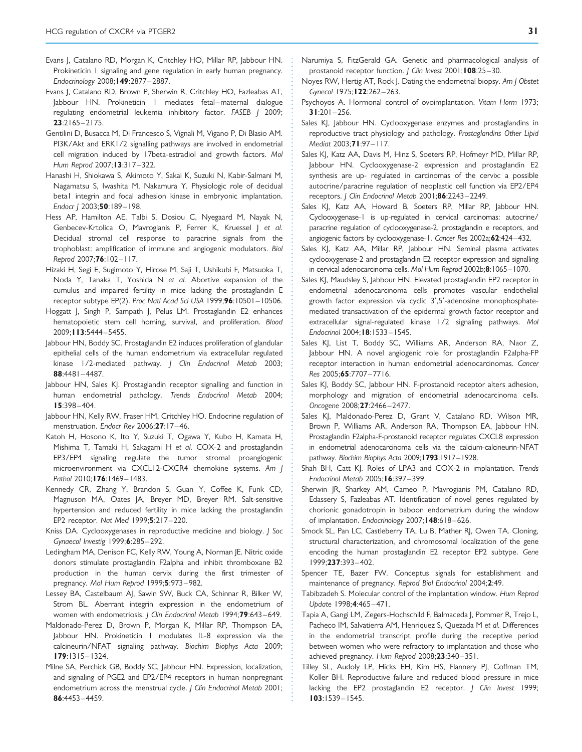Evans J, Catalano RD, Morgan K, Critchley HO, Millar RP, Jabbour HN. Prokineticin 1 signaling and gene regulation in early human pregnancy. *Endocrinology* 2008;**149**:2877–2887.

Evans J, Catalano RD, Brown P, Sherwin R, Critchley HO, Fazleabas AT, Jabbour HN. Prokineticin 1 mediates fetal–maternal dialogue regulating endometrial leukemia inhibitory factor. *FASEB J* 2009; **23**:2165–2175.

Gentilini D, Busacca M, Di Francesco S, Vignali M, Vigano P, Di Blasio AM. PI3K/Akt and ERK1/2 signalling pathways are involved in endometrial cell migration induced by 17beta-estradiol and growth factors. *Mol Hum Reprod* 2007;**13**:317–322.

Hanashi H, Shiokawa S, Akimoto Y, Sakai K, Suzuki N, Kabir-Salmani M, Nagamatsu S, Iwashita M, Nakamura Y. Physiologic role of decidual beta1 integrin and focal adhesion kinase in embryonic implantation. *Endocr J* 2003;**50**:189–198.

Hess AP, Hamilton AE, Talbi S, Dosiou C, Nyegaard M, Nayak N, Genbecev-Krtolica O, Mavrogianis P, Ferrer K, Kruessel J *et al.* Decidual stromal cell response to paracrine signals from the trophoblast: amplification of immune and angiogenic modulators. *Biol Reprod* 2007;**76**:102–117.

Hizaki H, Segi E, Sugimoto Y, Hirose M, Saji T, Ushikubi F, Matsuoka T, Noda Y, Tanaka T, Yoshida N *et al.* Abortive expansion of the cumulus and impaired fertility in mice lacking the prostaglandin E receptor subtype EP(2). *Proc Natl Acad Sci USA* 1999;**96**:10501–10506.

Hoggatt J, Singh P, Sampath J, Pelus LM. Prostaglandin E2 enhances hematopoietic stem cell homing, survival, and proliferation. *Blood* 2009;**113**:5444–5455.

Jabbour HN, Boddy SC. Prostaglandin E2 induces proliferation of glandular epithelial cells of the human endometrium via extracellular regulated kinase 1/2-mediated pathway. *J Clin Endocrinol Metab* 2003; **88**:4481–4487.

Jabbour HN, Sales KJ. Prostaglandin receptor signalling and function in human endometrial pathology. *Trends Endocrinol Metab* 2004; **15**:398–404.

Jabbour HN, Kelly RW, Fraser HM, Critchley HO. Endocrine regulation of menstruation. *Endocr Rev* 2006;**27**:17–46.

Katoh H, Hosono K, Ito Y, Suzuki T, Ogawa Y, Kubo H, Kamata H, Mishima T, Tamaki H, Sakagami H *et al.* COX-2 and prostaglandin EP3/EP4 signaling regulate the tumor stromal proangiogenic microenvironment via CXCL12-CXCR4 chemokine systems. *Am J Pathol* 2010;**176**:1469–1483.

Kennedy CR, Zhang Y, Brandon S, Guan Y, Coffee K, Funk CD, Magnuson MA, Oates JA, Breyer MD, Breyer RM. Salt-sensitive hypertension and reduced fertility in mice lacking the prostaglandin EP2 receptor. *Nat Med* 1999;**5**:217–220.

Kniss DA. Cyclooxygenases in reproductive medicine and biology. *J Soc Gynaecol Investig* 1999;**6**:285–292.

Ledingham MA, Denison FC, Kelly RW, Young A, Norman JE. Nitric oxide donors stimulate prostaglandin F2alpha and inhibit thromboxane B2 production in the human cervix during the first trimester of pregnancy. *Mol Hum Reprod* 1999;**5**:973–982.

Lessey BA, Castelbaum AJ, Sawin SW, Buck CA, Schinnar R, Bilker W, Strom BL. Aberrant integrin expression in the endometrium of women with endometriosis. *J Clin Endocrinol Metab* 1994;**79**:643–649.

Maldonado-Perez D, Brown P, Morgan K, Millar RP, Thompson EA, Jabbour HN. Prokineticin 1 modulates IL-8 expression via the calcineurin/NFAT signaling pathway. *Biochim Biophys Acta* 2009; **179**:1315–1324.

Milne SA, Perchick GB, Boddy SC, Jabbour HN. Expression, localization, and signaling of PGE2 and EP2/EP4 receptors in human nonpregnant endometrium across the menstrual cycle. *J Clin Endocrinol Metab* 2001; **86**:4453–4459.

Narumiya S, FitzGerald GA. Genetic and pharmacological analysis of prostanoid receptor function. *J Clin Invest* 2001;**108**:25–30.

Noyes RW, Hertig AT, Rock J. Dating the endometrial biopsy. *Am J Obstet Gynecol* 1975;**122**:262–263.

Psychoyos A. Hormonal control of ovoimplantation. *Vitam Horm* 1973; **31**:201–256.

Sales KJ, Jabbour HN. Cyclooxygenase enzymes and prostaglandins in reproductive tract physiology and pathology. *Prostaglandins Other Lipid Mediat* 2003;**71**:97–117.

Sales KJ, Katz AA, Davis M, Hinz S, Soeters RP, Hofmeyr MD, Millar RP, Jabbour HN. Cyclooxygenase-2 expression and prostaglandin E2 synthesis are up- regulated in carcinomas of the cervix: a possible autocrine/paracrine regulation of neoplastic cell function via EP2/EP4 receptors. *J Clin Endocrinol Metab* 2001;**86**:2243–2249.

Sales KJ, Katz AA, Howard B, Soeters RP, Millar RP, Jabbour HN. Cyclooxygenase-1 is up-regulated in cervical carcinomas: autocrine/paracrine regulation of cyclooxygenase-2, prostaglandin e receptors, and angiogenic factors by cyclooxygenase-1. *Cancer Res* 2002a;**62**:424–432.

Sales KJ, Katz AA, Millar RP, Jabbour HN. Seminal plasma activates cyclooxygenase-2 and prostaglandin E2 receptor expression and signalling in cervical adenocarcinoma cells. *Mol Hum Reprod* 2002b;**8**:1065–1070.

Sales KJ, Maudsley S, Jabbour HN. Elevated prostaglandin EP2 receptor in endometrial adenocarcinoma cells promotes vascular endothelial growth factor expression via cyclic 3′,5′-adenosine monophosphate-mediated transactivation of the epidermal growth factor receptor and extracellular signal-regulated kinase 1/2 signaling pathways. *Mol Endocrinol* 2004;**18**:1533–1545.

Sales KJ, List T, Boddy SC, Williams AR, Anderson RA, Naor Z, Jabbour HN. A novel angiogenic role for prostaglandin F2alpha-FP receptor interaction in human endometrial adenocarcinomas. *Cancer Res* 2005;**65**:7707–7716.

Sales KJ, Boddy SC, Jabbour HN. F-prostanoid receptor alters adhesion, morphology and migration of endometrial adenocarcinoma cells. *Oncogene* 2008;**27**:2466–2477.

Sales KJ, Maldonado-Perez D, Grant V, Catalano RD, Wilson MR, Brown P, Williams AR, Anderson RA, Thompson EA, Jabbour HN. Prostaglandin F2alpha-F-prostanoid receptor regulates CXCL8 expression in endometrial adenocarcinoma cells via the calcium-calcineurin-NFAT pathway. *Biochim Biophys Acta* 2009;**1793**:1917–1928.

Shah BH, Catt KJ. Roles of LPA3 and COX-2 in implantation. *Trends Endocrinol Metab* 2005;**16**:397–399.

Sherwin JR, Sharkey AM, Cameo P, Mavrogianis PM, Catalano RD, Edassery S, Fazleabas AT. Identification of novel genes regulated by chorionic gonadotropin in baboon endometrium during the window of implantation. *Endocrinology* 2007;**148**:618–626.

Smock SL, Pan LC, Castleberry TA, Lu B, Mather RJ, Owen TA. Cloning, structural characterization, and chromosomal localization of the gene encoding the human prostaglandin E2 receptor EP2 subtype. *Gene* 1999;**237**:393–402.

Spencer TE, Bazer FW. Conceptus signals for establishment and maintenance of pregnancy. *Reprod Biol Endocrinol* 2004;**2**:49.

Tabibzadeh S. Molecular control of the implantation window. *Hum Reprod Update* 1998;**4**:465–471.

Tapia A, Gangi LM, Zegers-Hochschild F, Balmaceda J, Pommer R, Trejo L, Pacheco IM, Salvatierra AM, Henriquez S, Quezada M *et al.* Differences in the endometrial transcript profile during the receptive period between women who were refractory to implantation and those who achieved pregnancy. *Hum Reprod* 2008;**23**:340–351.

Tilley SL, Audoly LP, Hicks EH, Kim HS, Flannery PJ, Coffman TM, Koller BH. Reproductive failure and reduced blood pressure in mice lacking the EP2 prostaglandin E2 receptor. *J Clin Invest* 1999; **103**:1539–1545.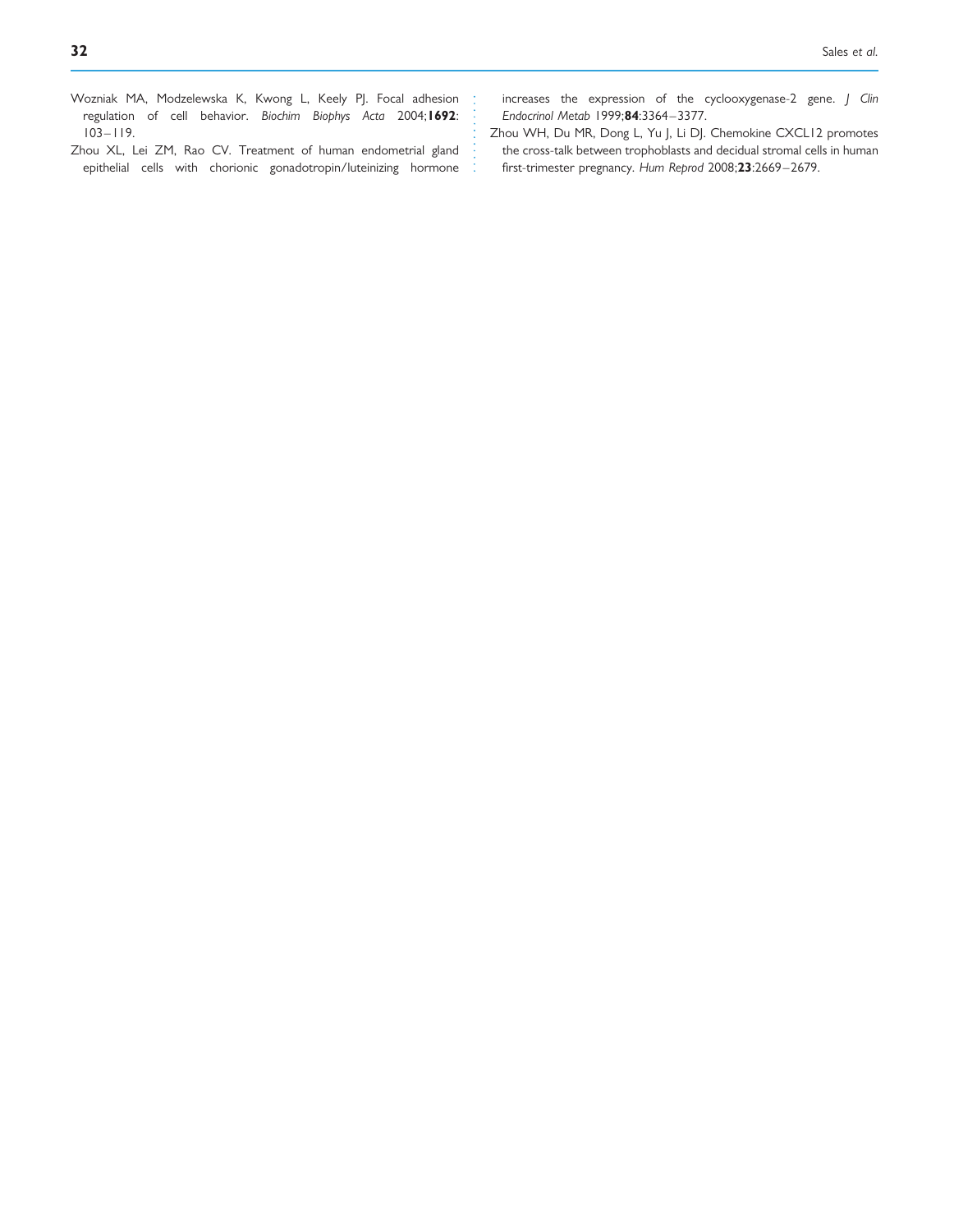Wozniak MA, Modzelewska K, Kwong L, Keely PJ. Focal adhesion regulation of cell behavior. *Biochim Biophys Acta* 2004;**1692**: 103–119.

Zhou XL, Lei ZM, Rao CV. Treatment of human endometrial gland epithelial cells with chorionic gonadotropin/luteinizing hormone increases the expression of the cyclooxygenase-2 gene. *J Clin Endocrinol Metab* 1999;**84**:3364–3377.

Zhou WH, Du MR, Dong L, Yu J, Li DJ. Chemokine CXCL12 promotes the cross-talk between trophoblasts and decidual stromal cells in human first-trimester pregnancy. *Hum Reprod* 2008;**23**:2669–2679.